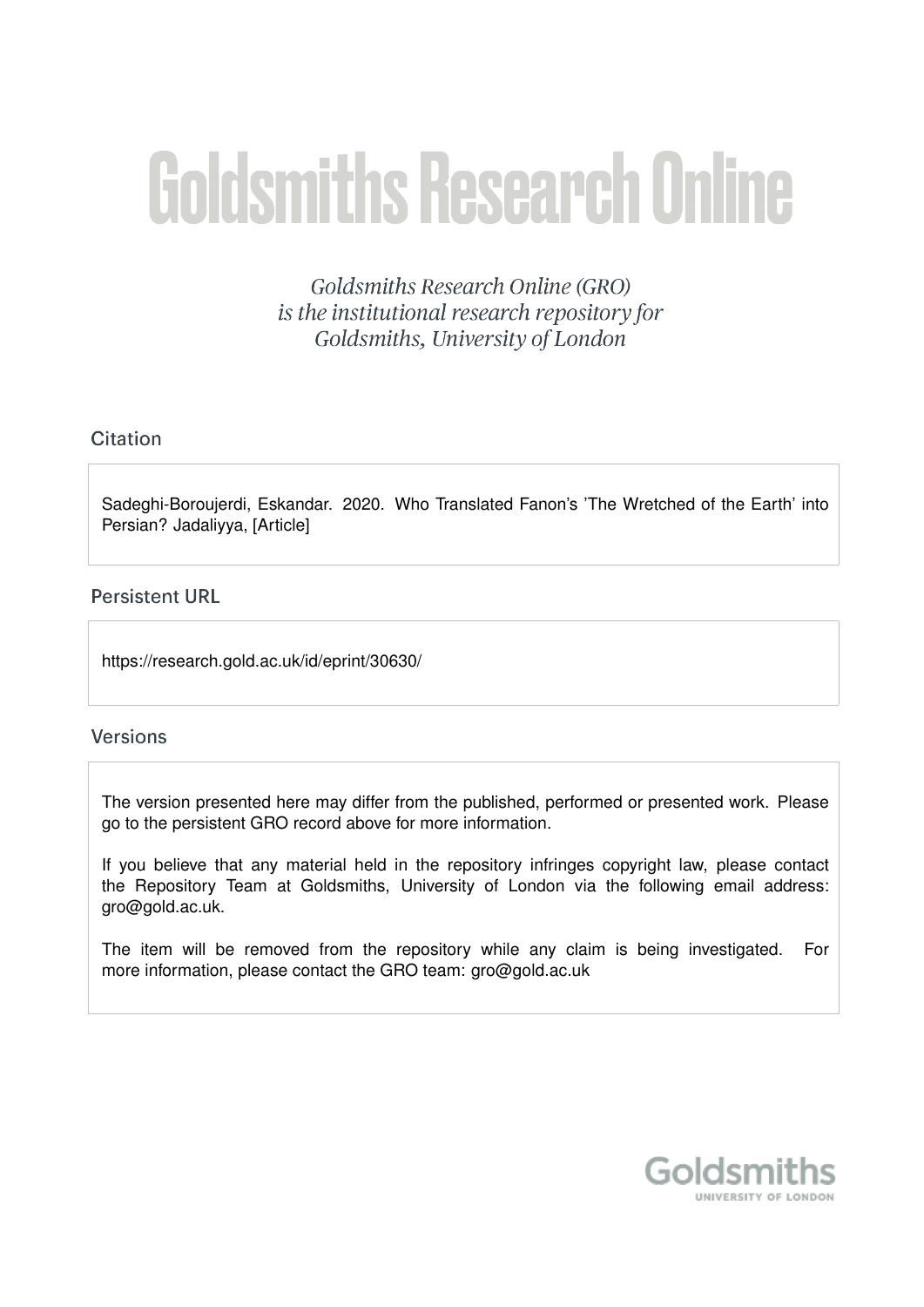# Goldsmiths Research Online

*Goldsmiths Research Online (GRO) is the institutional research repository for Goldsmiths, University of London*

## Citation

Sadeghi-Boroujerdi, Eskandar. 2020. Who Translated Fanon's 'The Wretched of the Earth' into Persian? Jadaliyya, [Article]

## Persistent URL

https://research.gold.ac.uk/id/eprint/30630/

## Versions

The version presented here may differ from the published, performed or presented work. Please go to the persistent GRO record above for more information.

If you believe that any material held in the repository infringes copyright law, please contact the Repository Team at Goldsmiths, University of London via the following email address: gro@gold.ac.uk.

The item will be removed from the repository while any claim is being investigated. For more information, please contact the GRO team: gro@gold.ac.uk

Goldsmiths
UNIVERSITY OF LONDON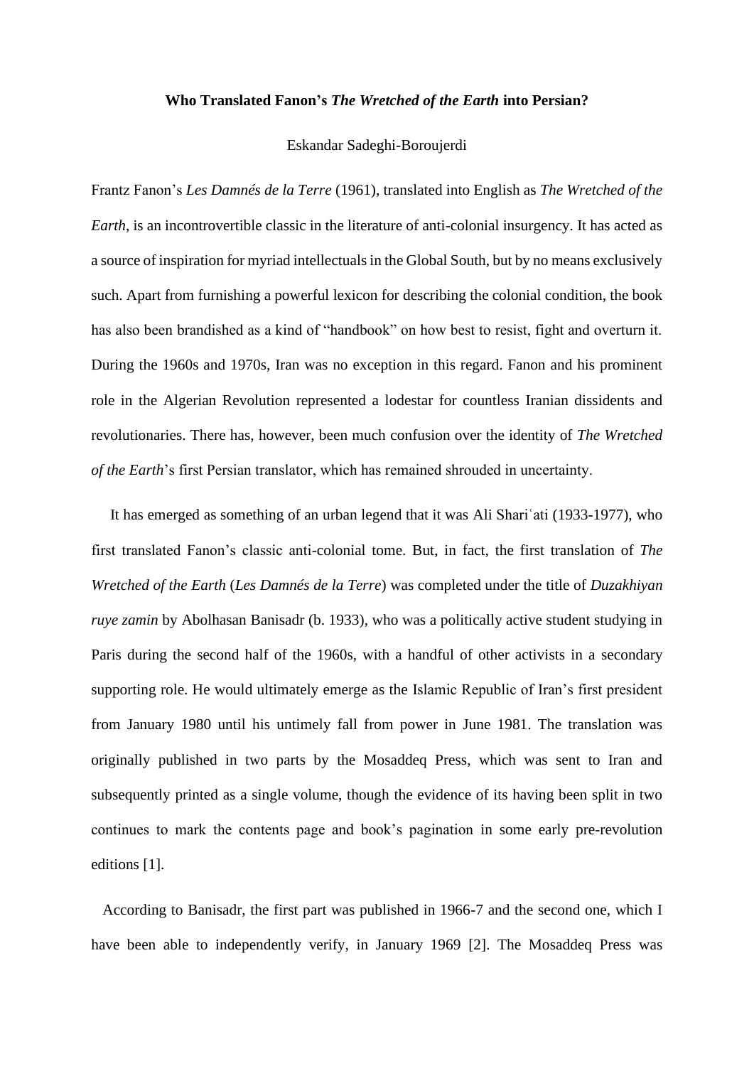**Who Translated Fanon's *The Wretched of the Earth* into Persian?**

Eskandar Sadeghi-Boroujerdi

Frantz Fanon's *Les Damnés de la Terre* (1961), translated into English as *The Wretched of the Earth*, is an incontrovertible classic in the literature of anti-colonial insurgency. It has acted as a source of inspiration for myriad intellectuals in the Global South, but by no means exclusively such. Apart from furnishing a powerful lexicon for describing the colonial condition, the book has also been brandished as a kind of "handbook" on how best to resist, fight and overturn it. During the 1960s and 1970s, Iran was no exception in this regard. Fanon and his prominent role in the Algerian Revolution represented a lodestar for countless Iranian dissidents and revolutionaries. There has, however, been much confusion over the identity of *The Wretched of the Earth*'s first Persian translator, which has remained shrouded in uncertainty.

It has emerged as something of an urban legend that it was Ali Shariʿati (1933-1977), who first translated Fanon's classic anti-colonial tome. But, in fact, the first translation of *The Wretched of the Earth* (*Les Damnés de la Terre*) was completed under the title of *Duzakhiyan ruye zamin* by Abolhasan Banisadr (b. 1933), who was a politically active student studying in Paris during the second half of the 1960s, with a handful of other activists in a secondary supporting role. He would ultimately emerge as the Islamic Republic of Iran's first president from January 1980 until his untimely fall from power in June 1981. The translation was originally published in two parts by the Mosaddeq Press, which was sent to Iran and subsequently printed as a single volume, though the evidence of its having been split in two continues to mark the contents page and book's pagination in some early pre-revolution editions [1].

According to Banisadr, the first part was published in 1966-7 and the second one, which I have been able to independently verify, in January 1969 [2]. The Mosaddeq Press was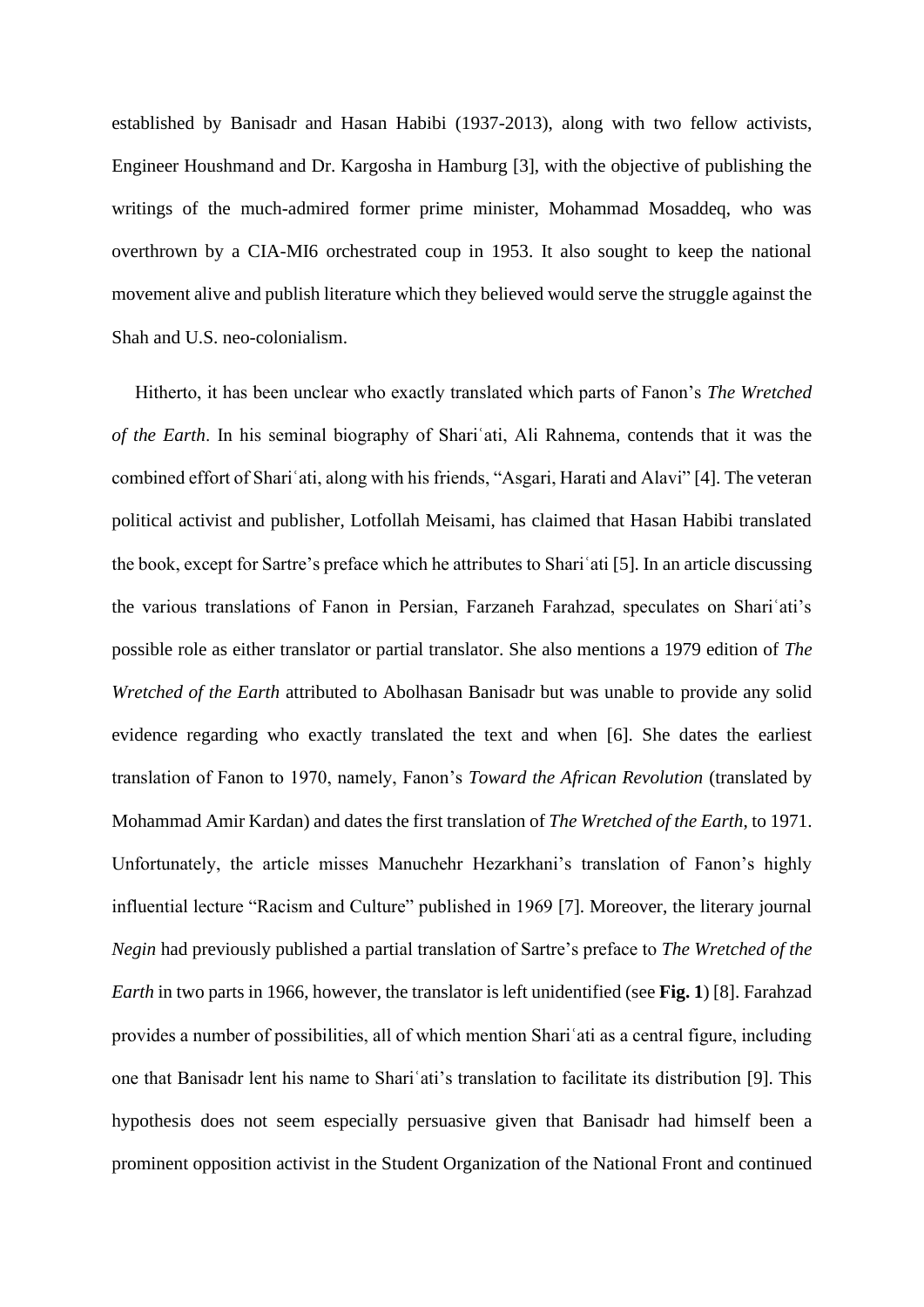established by Banisadr and Hasan Habibi (1937-2013), along with two fellow activists, Engineer Houshmand and Dr. Kargosha in Hamburg [3], with the objective of publishing the writings of the much-admired former prime minister, Mohammad Mosaddeq, who was overthrown by a CIA-MI6 orchestrated coup in 1953. It also sought to keep the national movement alive and publish literature which they believed would serve the struggle against the Shah and U.S. neo-colonialism.

Hitherto, it has been unclear who exactly translated which parts of Fanon's *The Wretched of the Earth*. In his seminal biography of Shariʿati, Ali Rahnema, contends that it was the combined effort of Shariʿati, along with his friends, "Asgari, Harati and Alavi" [4]. The veteran political activist and publisher, Lotfollah Meisami, has claimed that Hasan Habibi translated the book, except for Sartre's preface which he attributes to Shariʿati [5]. In an article discussing the various translations of Fanon in Persian, Farzaneh Farahzad, speculates on Shariʿati's possible role as either translator or partial translator. She also mentions a 1979 edition of *The Wretched of the Earth* attributed to Abolhasan Banisadr but was unable to provide any solid evidence regarding who exactly translated the text and when [6]. She dates the earliest translation of Fanon to 1970, namely, Fanon's *Toward the African Revolution* (translated by Mohammad Amir Kardan) and dates the first translation of *The Wretched of the Earth*, to 1971. Unfortunately, the article misses Manuchehr Hezarkhani's translation of Fanon's highly influential lecture "Racism and Culture" published in 1969 [7]. Moreover, the literary journal *Negin* had previously published a partial translation of Sartre's preface to *The Wretched of the Earth* in two parts in 1966, however, the translator is left unidentified (see **Fig. 1**) [8]. Farahzad provides a number of possibilities, all of which mention Shariʿati as a central figure, including one that Banisadr lent his name to Shariʿati's translation to facilitate its distribution [9]. This hypothesis does not seem especially persuasive given that Banisadr had himself been a prominent opposition activist in the Student Organization of the National Front and continued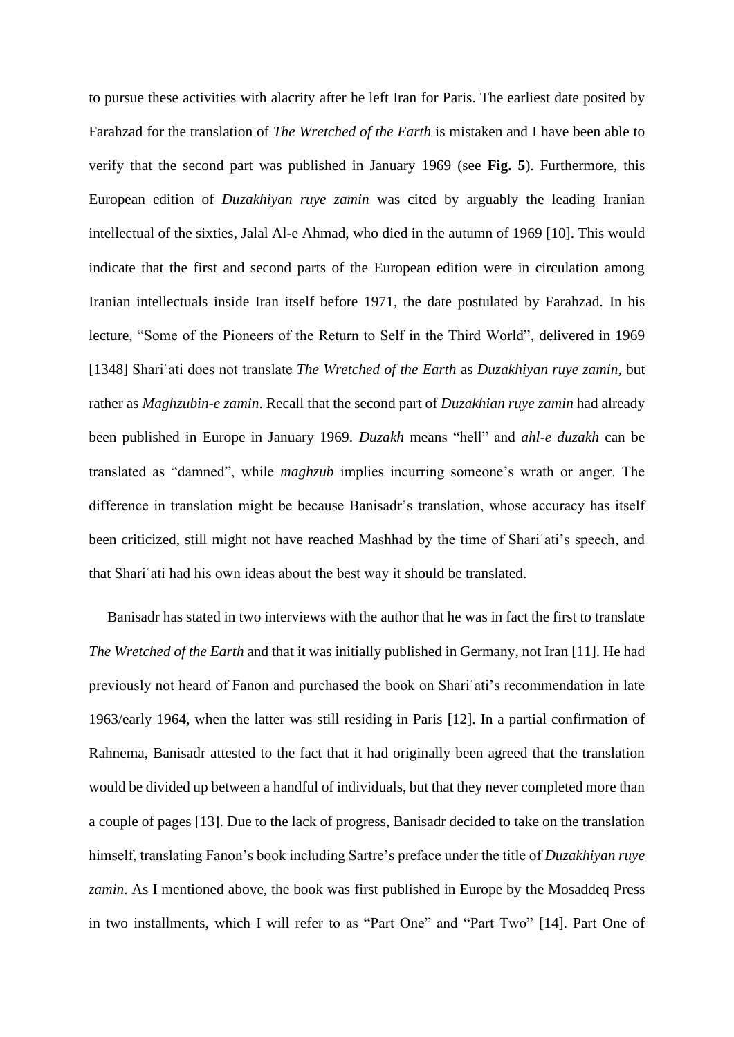to pursue these activities with alacrity after he left Iran for Paris. The earliest date posited by Farahzad for the translation of *The Wretched of the Earth* is mistaken and I have been able to verify that the second part was published in January 1969 (see **Fig. 5**). Furthermore, this European edition of *Duzakhiyan ruye zamin* was cited by arguably the leading Iranian intellectual of the sixties, Jalal Al-e Ahmad, who died in the autumn of 1969 [10]. This would indicate that the first and second parts of the European edition were in circulation among Iranian intellectuals inside Iran itself before 1971, the date postulated by Farahzad. In his lecture, "Some of the Pioneers of the Return to Self in the Third World", delivered in 1969 [1348] Shariʿati does not translate *The Wretched of the Earth* as *Duzakhiyan ruye zamin*, but rather as *Maghzubin-e zamin*. Recall that the second part of *Duzakhian ruye zamin* had already been published in Europe in January 1969. *Duzakh* means "hell" and *ahl-e duzakh* can be translated as "damned", while *maghzub* implies incurring someone's wrath or anger. The difference in translation might be because Banisadr's translation, whose accuracy has itself been criticized, still might not have reached Mashhad by the time of Shariʿati's speech, and that Shariʿati had his own ideas about the best way it should be translated.

Banisadr has stated in two interviews with the author that he was in fact the first to translate *The Wretched of the Earth* and that it was initially published in Germany, not Iran [11]. He had previously not heard of Fanon and purchased the book on Shariʿati's recommendation in late 1963/early 1964, when the latter was still residing in Paris [12]. In a partial confirmation of Rahnema, Banisadr attested to the fact that it had originally been agreed that the translation would be divided up between a handful of individuals, but that they never completed more than a couple of pages [13]. Due to the lack of progress, Banisadr decided to take on the translation himself, translating Fanon's book including Sartre's preface under the title of *Duzakhiyan ruye zamin*. As I mentioned above, the book was first published in Europe by the Mosaddeq Press in two installments, which I will refer to as "Part One" and "Part Two" [14]. Part One of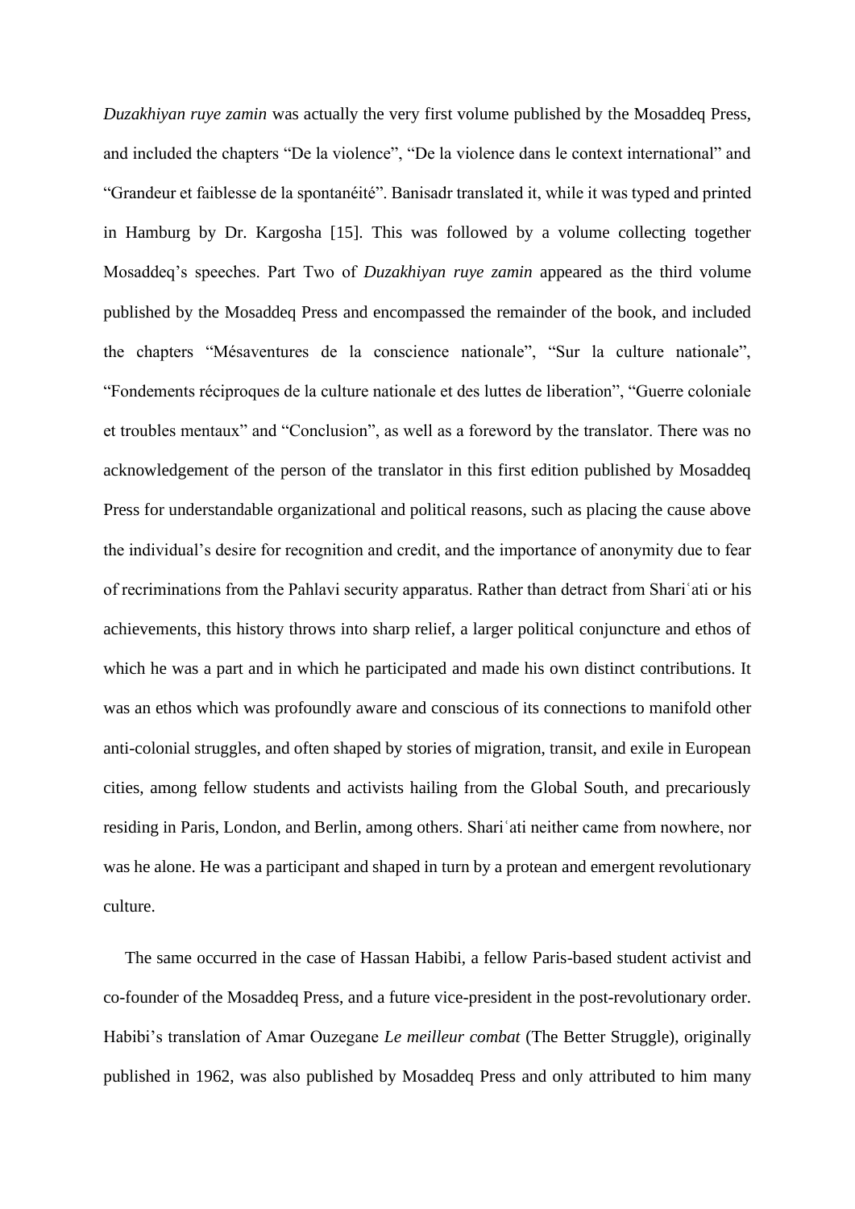*Duzakhiyan ruye zamin* was actually the very first volume published by the Mosaddeq Press, and included the chapters "De la violence", "De la violence dans le context international" and "Grandeur et faiblesse de la spontanéité". Banisadr translated it, while it was typed and printed in Hamburg by Dr. Kargosha [15]. This was followed by a volume collecting together Mosaddeq's speeches. Part Two of *Duzakhiyan ruye zamin* appeared as the third volume published by the Mosaddeq Press and encompassed the remainder of the book, and included the chapters "Mésaventures de la conscience nationale", "Sur la culture nationale", "Fondements réciproques de la culture nationale et des luttes de liberation", "Guerre coloniale et troubles mentaux" and "Conclusion", as well as a foreword by the translator. There was no acknowledgement of the person of the translator in this first edition published by Mosaddeq Press for understandable organizational and political reasons, such as placing the cause above the individual's desire for recognition and credit, and the importance of anonymity due to fear of recriminations from the Pahlavi security apparatus. Rather than detract from Shariʿati or his achievements, this history throws into sharp relief, a larger political conjuncture and ethos of which he was a part and in which he participated and made his own distinct contributions. It was an ethos which was profoundly aware and conscious of its connections to manifold other anti-colonial struggles, and often shaped by stories of migration, transit, and exile in European cities, among fellow students and activists hailing from the Global South, and precariously residing in Paris, London, and Berlin, among others. Shariʿati neither came from nowhere, nor was he alone. He was a participant and shaped in turn by a protean and emergent revolutionary culture.

The same occurred in the case of Hassan Habibi, a fellow Paris-based student activist and co-founder of the Mosaddeq Press, and a future vice-president in the post-revolutionary order. Habibi's translation of Amar Ouzegane *Le meilleur combat* (The Better Struggle), originally published in 1962, was also published by Mosaddeq Press and only attributed to him many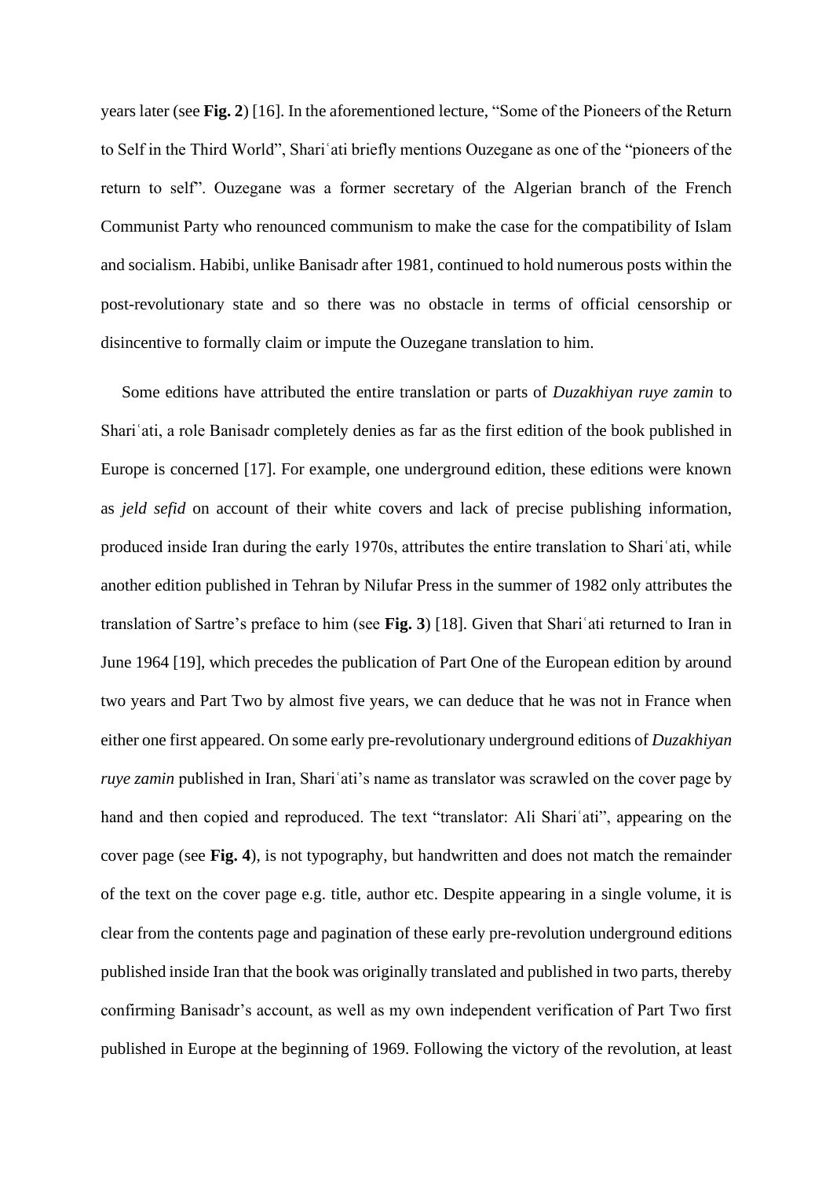years later (see **Fig. 2**) [16]. In the aforementioned lecture, "Some of the Pioneers of the Return to Self in the Third World", Shariʿati briefly mentions Ouzegane as one of the "pioneers of the return to self". Ouzegane was a former secretary of the Algerian branch of the French Communist Party who renounced communism to make the case for the compatibility of Islam and socialism. Habibi, unlike Banisadr after 1981, continued to hold numerous posts within the post-revolutionary state and so there was no obstacle in terms of official censorship or disincentive to formally claim or impute the Ouzegane translation to him.

Some editions have attributed the entire translation or parts of *Duzakhiyan ruye zamin* to Shariʿati, a role Banisadr completely denies as far as the first edition of the book published in Europe is concerned [17]. For example, one underground edition, these editions were known as *jeld sefid* on account of their white covers and lack of precise publishing information, produced inside Iran during the early 1970s, attributes the entire translation to Shariʿati, while another edition published in Tehran by Nilufar Press in the summer of 1982 only attributes the translation of Sartre's preface to him (see **Fig. 3**) [18]. Given that Shariʿati returned to Iran in June 1964 [19], which precedes the publication of Part One of the European edition by around two years and Part Two by almost five years, we can deduce that he was not in France when either one first appeared. On some early pre-revolutionary underground editions of *Duzakhiyan ruye zamin* published in Iran, Shariʿati's name as translator was scrawled on the cover page by hand and then copied and reproduced. The text "translator: Ali Shariʿati", appearing on the cover page (see **Fig. 4**), is not typography, but handwritten and does not match the remainder of the text on the cover page e.g. title, author etc. Despite appearing in a single volume, it is clear from the contents page and pagination of these early pre-revolution underground editions published inside Iran that the book was originally translated and published in two parts, thereby confirming Banisadr's account, as well as my own independent verification of Part Two first published in Europe at the beginning of 1969. Following the victory of the revolution, at least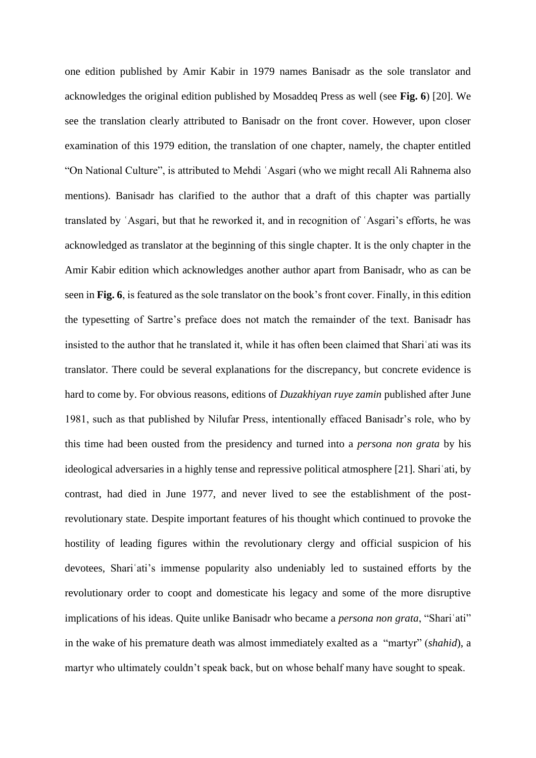one edition published by Amir Kabir in 1979 names Banisadr as the sole translator and acknowledges the original edition published by Mosaddeq Press as well (see **Fig. 6**) [20]. We see the translation clearly attributed to Banisadr on the front cover. However, upon closer examination of this 1979 edition, the translation of one chapter, namely, the chapter entitled "On National Culture", is attributed to Mehdi ʿAsgari (who we might recall Ali Rahnema also mentions). Banisadr has clarified to the author that a draft of this chapter was partially translated by ʿAsgari, but that he reworked it, and in recognition of ʿAsgari's efforts, he was acknowledged as translator at the beginning of this single chapter. It is the only chapter in the Amir Kabir edition which acknowledges another author apart from Banisadr, who as can be seen in **Fig. 6**, is featured as the sole translator on the book's front cover. Finally, in this edition the typesetting of Sartre's preface does not match the remainder of the text. Banisadr has insisted to the author that he translated it, while it has often been claimed that Shariʿati was its translator. There could be several explanations for the discrepancy, but concrete evidence is hard to come by. For obvious reasons, editions of *Duzakhiyan ruye zamin* published after June 1981, such as that published by Nilufar Press, intentionally effaced Banisadr's role, who by this time had been ousted from the presidency and turned into a *persona non grata* by his ideological adversaries in a highly tense and repressive political atmosphere [21]. Shariʿati, by contrast, had died in June 1977, and never lived to see the establishment of the post-revolutionary state. Despite important features of his thought which continued to provoke the hostility of leading figures within the revolutionary clergy and official suspicion of his devotees, Shariʿati's immense popularity also undeniably led to sustained efforts by the revolutionary order to coopt and domesticate his legacy and some of the more disruptive implications of his ideas. Quite unlike Banisadr who became a *persona non grata*, "Shariʿati" in the wake of his premature death was almost immediately exalted as a "martyr" (*shahid*), a martyr who ultimately couldn't speak back, but on whose behalf many have sought to speak.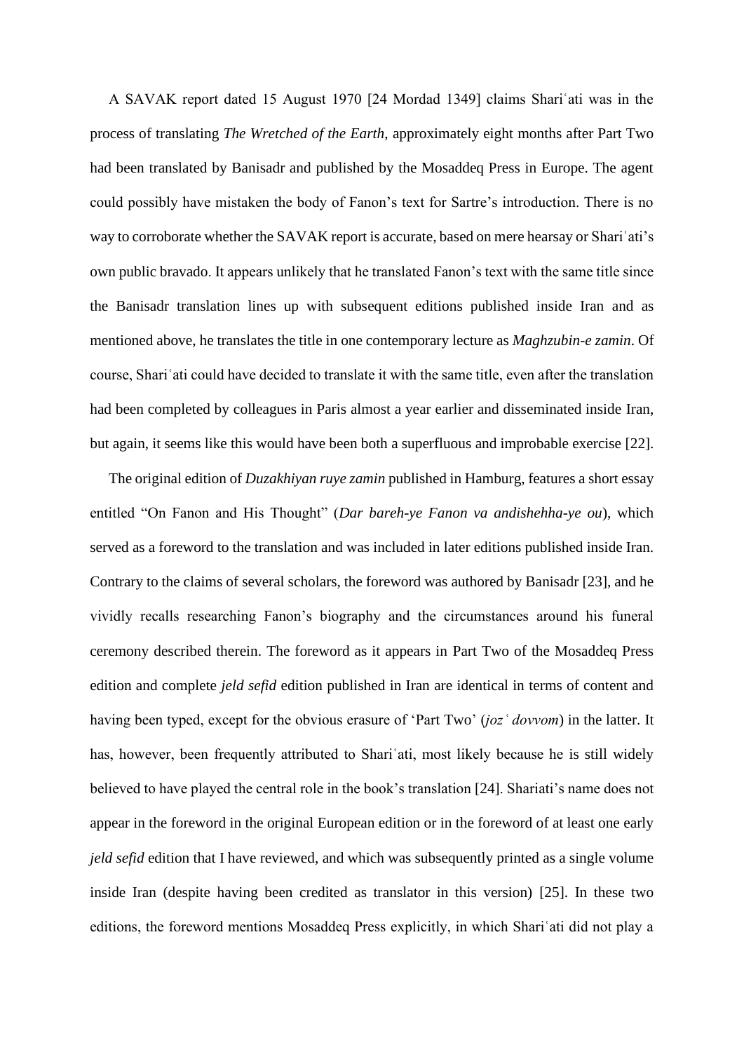A SAVAK report dated 15 August 1970 [24 Mordad 1349] claims Shariʿati was in the process of translating *The Wretched of the Earth*, approximately eight months after Part Two had been translated by Banisadr and published by the Mosaddeq Press in Europe. The agent could possibly have mistaken the body of Fanon's text for Sartre's introduction. There is no way to corroborate whether the SAVAK report is accurate, based on mere hearsay or Shariʿati's own public bravado. It appears unlikely that he translated Fanon's text with the same title since the Banisadr translation lines up with subsequent editions published inside Iran and as mentioned above, he translates the title in one contemporary lecture as *Maghzubin-e zamin*. Of course, Shariʿati could have decided to translate it with the same title, even after the translation had been completed by colleagues in Paris almost a year earlier and disseminated inside Iran, but again, it seems like this would have been both a superfluous and improbable exercise [22].

The original edition of *Duzakhiyan ruye zamin* published in Hamburg, features a short essay entitled "On Fanon and His Thought" (*Dar bareh-ye Fanon va andishehha-ye ou*), which served as a foreword to the translation and was included in later editions published inside Iran. Contrary to the claims of several scholars, the foreword was authored by Banisadr [23], and he vividly recalls researching Fanon's biography and the circumstances around his funeral ceremony described therein. The foreword as it appears in Part Two of the Mosaddeq Press edition and complete *jeld sefid* edition published in Iran are identical in terms of content and having been typed, except for the obvious erasure of 'Part Two' (*jozʿ dovvom*) in the latter. It has, however, been frequently attributed to Shariʿati, most likely because he is still widely believed to have played the central role in the book's translation [24]. Shariati's name does not appear in the foreword in the original European edition or in the foreword of at least one early *jeld sefid* edition that I have reviewed, and which was subsequently printed as a single volume inside Iran (despite having been credited as translator in this version) [25]. In these two editions, the foreword mentions Mosaddeq Press explicitly, in which Shariʿati did not play a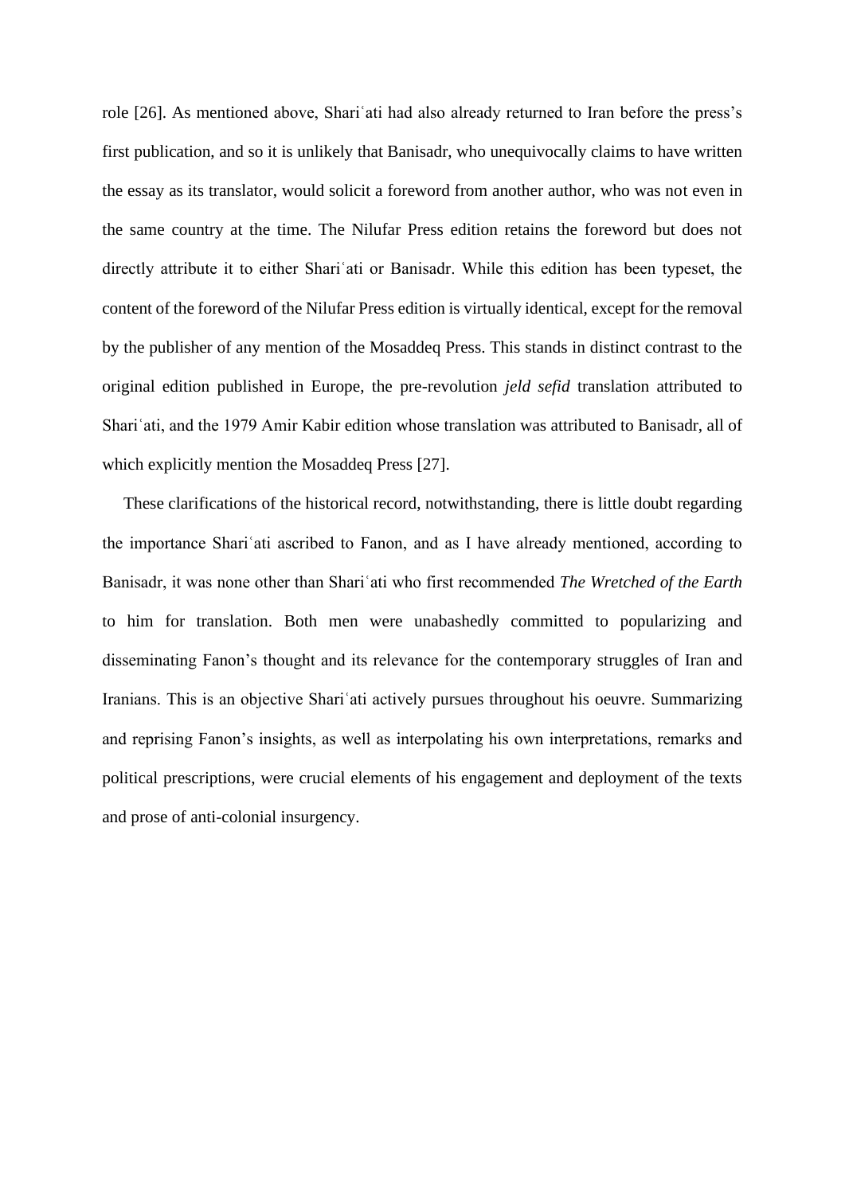role [26]. As mentioned above, Shariʿati had also already returned to Iran before the press's first publication, and so it is unlikely that Banisadr, who unequivocally claims to have written the essay as its translator, would solicit a foreword from another author, who was not even in the same country at the time. The Nilufar Press edition retains the foreword but does not directly attribute it to either Shariʿati or Banisadr. While this edition has been typeset, the content of the foreword of the Nilufar Press edition is virtually identical, except for the removal by the publisher of any mention of the Mosaddeq Press. This stands in distinct contrast to the original edition published in Europe, the pre-revolution *jeld sefid* translation attributed to Shariʿati, and the 1979 Amir Kabir edition whose translation was attributed to Banisadr, all of which explicitly mention the Mosaddeq Press [27].

These clarifications of the historical record, notwithstanding, there is little doubt regarding the importance Shariʿati ascribed to Fanon, and as I have already mentioned, according to Banisadr, it was none other than Shariʿati who first recommended *The Wretched of the Earth* to him for translation. Both men were unabashedly committed to popularizing and disseminating Fanon's thought and its relevance for the contemporary struggles of Iran and Iranians. This is an objective Shariʿati actively pursues throughout his oeuvre. Summarizing and reprising Fanon's insights, as well as interpolating his own interpretations, remarks and political prescriptions, were crucial elements of his engagement and deployment of the texts and prose of anti-colonial insurgency.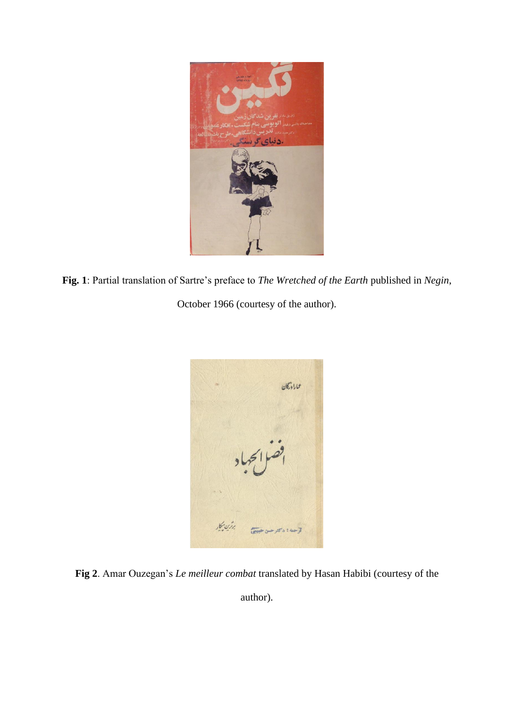**Fig. 1**: Partial translation of Sartre's preface to *The Wretched of the Earth* published in *Negin*, October 1966 (courtesy of the author).

**Fig 2**. Amar Ouzegan's *Le meilleur combat* translated by Hasan Habibi (courtesy of the author).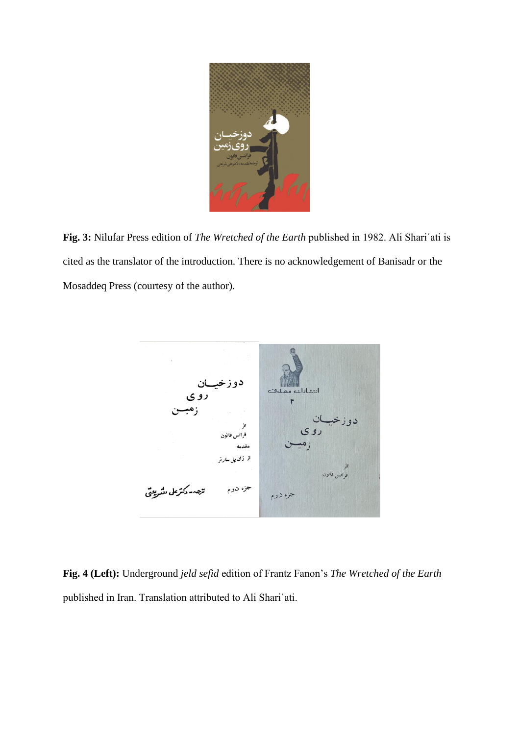**Fig. 3:** Nilufar Press edition of *The Wretched of the Earth* published in 1982. Ali Shariʿati is cited as the translator of the introduction. There is no acknowledgement of Banisadr or the Mosaddeq Press (courtesy of the author).

**Fig. 4 (Left):** Underground *jeld sefid* edition of Frantz Fanon's *The Wretched of the Earth* published in Iran. Translation attributed to Ali Shariʿati.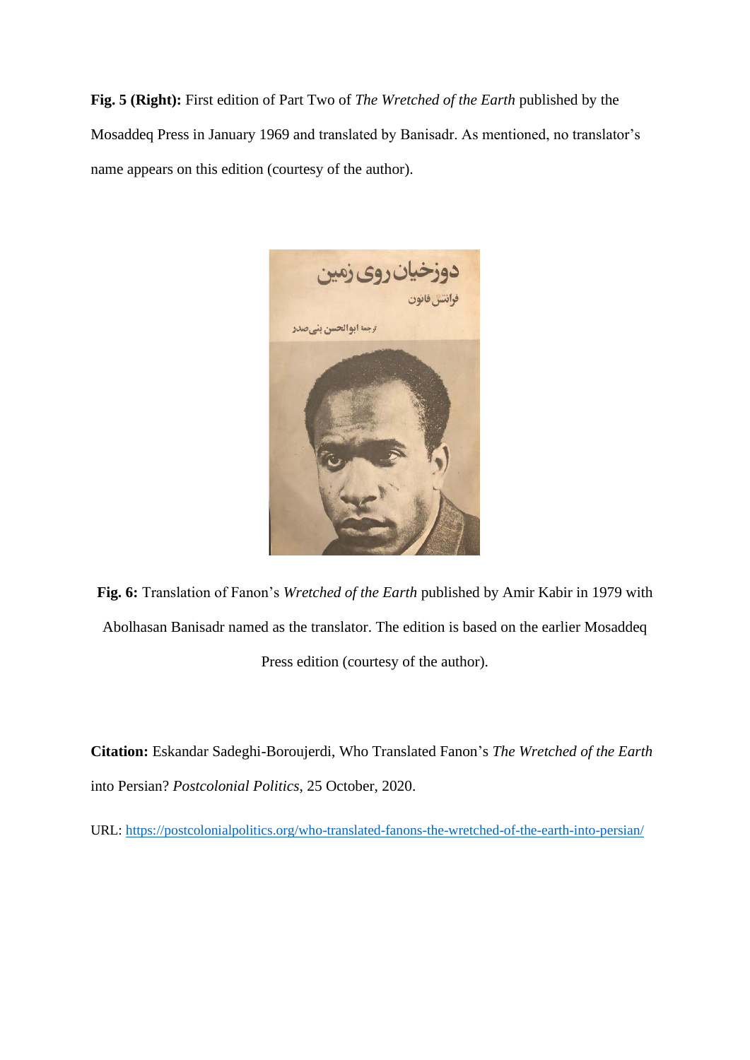**Fig. 5 (Right):** First edition of Part Two of *The Wretched of the Earth* published by the Mosaddeq Press in January 1969 and translated by Banisadr. As mentioned, no translator's name appears on this edition (courtesy of the author).

**Fig. 6:** Translation of Fanon's *Wretched of the Earth* published by Amir Kabir in 1979 with Abolhasan Banisadr named as the translator. The edition is based on the earlier Mosaddeq Press edition (courtesy of the author).

**Citation:** Eskandar Sadeghi-Boroujerdi, Who Translated Fanon's *The Wretched of the Earth* into Persian? *Postcolonial Politics*, 25 October, 2020.

URL: https://postcolonialpolitics.org/who-translated-fanons-the-wretched-of-the-earth-into-persian/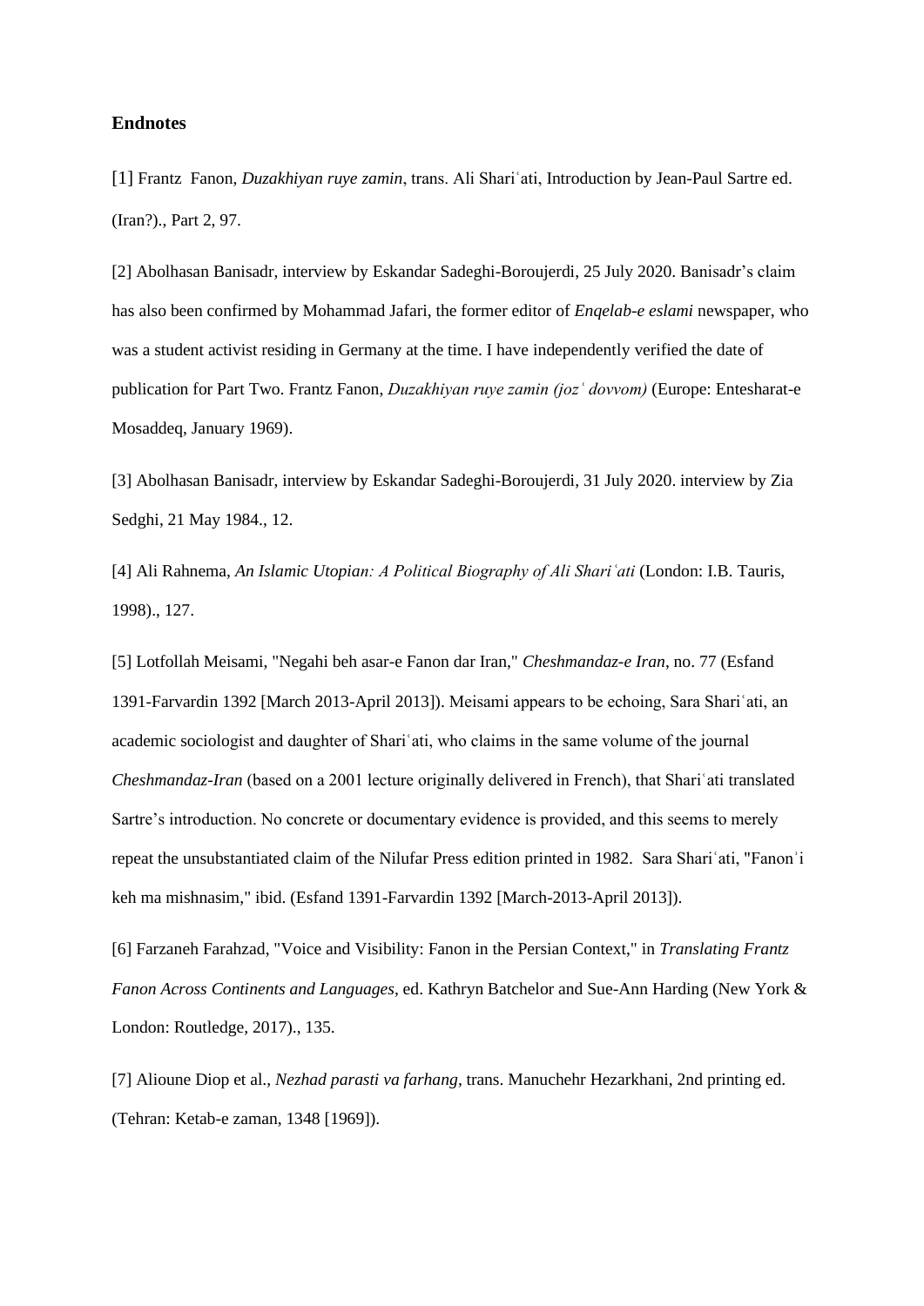### Endnotes

[1] Frantz  Fanon, *Duzakhiyan ruye zamin*, trans. Ali Shariʿati, Introduction by Jean-Paul Sartre ed. (Iran?)., Part 2, 97.

[2] Abolhasan Banisadr, interview by Eskandar Sadeghi-Boroujerdi, 25 July 2020. Banisadr's claim has also been confirmed by Mohammad Jafari, the former editor of *Enqelab-e eslami* newspaper, who was a student activist residing in Germany at the time. I have independently verified the date of publication for Part Two. Frantz Fanon, *Duzakhiyan ruye zamin (jozʿ dovvom)* (Europe: Entesharat-e Mosaddeq, January 1969).

[3] Abolhasan Banisadr, interview by Eskandar Sadeghi-Boroujerdi, 31 July 2020. interview by Zia Sedghi, 21 May 1984., 12.

[4] Ali Rahnema, *An Islamic Utopian: A Political Biography of Ali Shariʿati* (London: I.B. Tauris, 1998)., 127.

[5] Lotfollah Meisami, "Negahi beh asar-e Fanon dar Iran," *Cheshmandaz-e Iran*, no. 77 (Esfand 1391-Farvardin 1392 [March 2013-April 2013]). Meisami appears to be echoing, Sara Shariʿati, an academic sociologist and daughter of Shariʿati, who claims in the same volume of the journal *Cheshmandaz-Iran* (based on a 2001 lecture originally delivered in French), that Shariʿati translated Sartre's introduction. No concrete or documentary evidence is provided, and this seems to merely repeat the unsubstantiated claim of the Nilufar Press edition printed in 1982.  Sara Shariʿati, "Fanonʾi keh ma mishnasim," ibid. (Esfand 1391-Farvardin 1392 [March-2013-April 2013]).

[6] Farzaneh Farahzad, "Voice and Visibility: Fanon in the Persian Context," in *Translating Frantz Fanon Across Continents and Languages*, ed. Kathryn Batchelor and Sue-Ann Harding (New York & London: Routledge, 2017)., 135.

[7] Alioune Diop et al., *Nezhad parasti va farhang*, trans. Manuchehr Hezarkhani, 2nd printing ed. (Tehran: Ketab-e zaman, 1348 [1969]).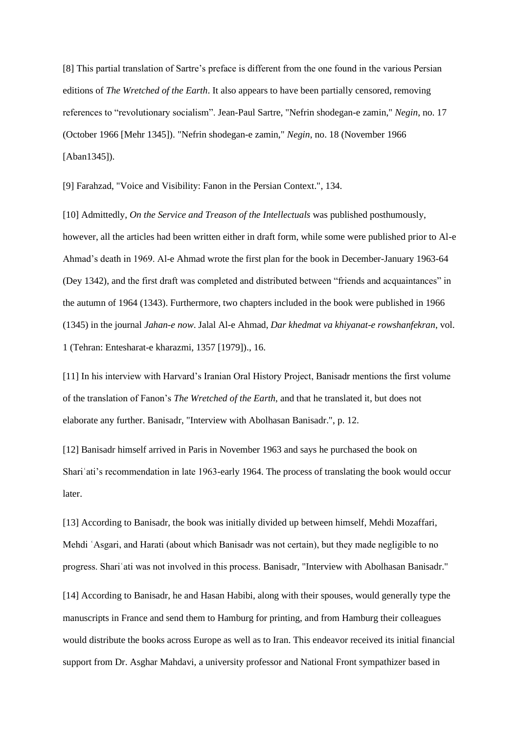[8] This partial translation of Sartre's preface is different from the one found in the various Persian editions of *The Wretched of the Earth*. It also appears to have been partially censored, removing references to "revolutionary socialism". Jean-Paul Sartre, "Nefrin shodegan-e zamin," *Negin*, no. 17 (October 1966 [Mehr 1345]). "Nefrin shodegan-e zamin," *Negin*, no. 18 (November 1966 [Aban1345]).

[9] Farahzad, "Voice and Visibility: Fanon in the Persian Context.", 134.

[10] Admittedly, *On the Service and Treason of the Intellectuals* was published posthumously, however, all the articles had been written either in draft form, while some were published prior to Al-e Ahmad's death in 1969. Al-e Ahmad wrote the first plan for the book in December-January 1963-64 (Dey 1342), and the first draft was completed and distributed between "friends and acquaintances" in the autumn of 1964 (1343). Furthermore, two chapters included in the book were published in 1966 (1345) in the journal *Jahan-e now*. Jalal Al-e Ahmad, *Dar khedmat va khiyanat-e rowshanfekran*, vol. 1 (Tehran: Entesharat-e kharazmi, 1357 [1979])., 16.

[11] In his interview with Harvard's Iranian Oral History Project, Banisadr mentions the first volume of the translation of Fanon's *The Wretched of the Earth*, and that he translated it, but does not elaborate any further. Banisadr, "Interview with Abolhasan Banisadr.", p. 12.

[12] Banisadr himself arrived in Paris in November 1963 and says he purchased the book on Shariʿati's recommendation in late 1963-early 1964. The process of translating the book would occur later.

[13] According to Banisadr, the book was initially divided up between himself, Mehdi Mozaffari, Mehdi ʿAsgari, and Harati (about which Banisadr was not certain), but they made negligible to no progress. Shariʿati was not involved in this process. Banisadr, "Interview with Abolhasan Banisadr."

[14] According to Banisadr, he and Hasan Habibi, along with their spouses, would generally type the manuscripts in France and send them to Hamburg for printing, and from Hamburg their colleagues would distribute the books across Europe as well as to Iran. This endeavor received its initial financial support from Dr. Asghar Mahdavi, a university professor and National Front sympathizer based in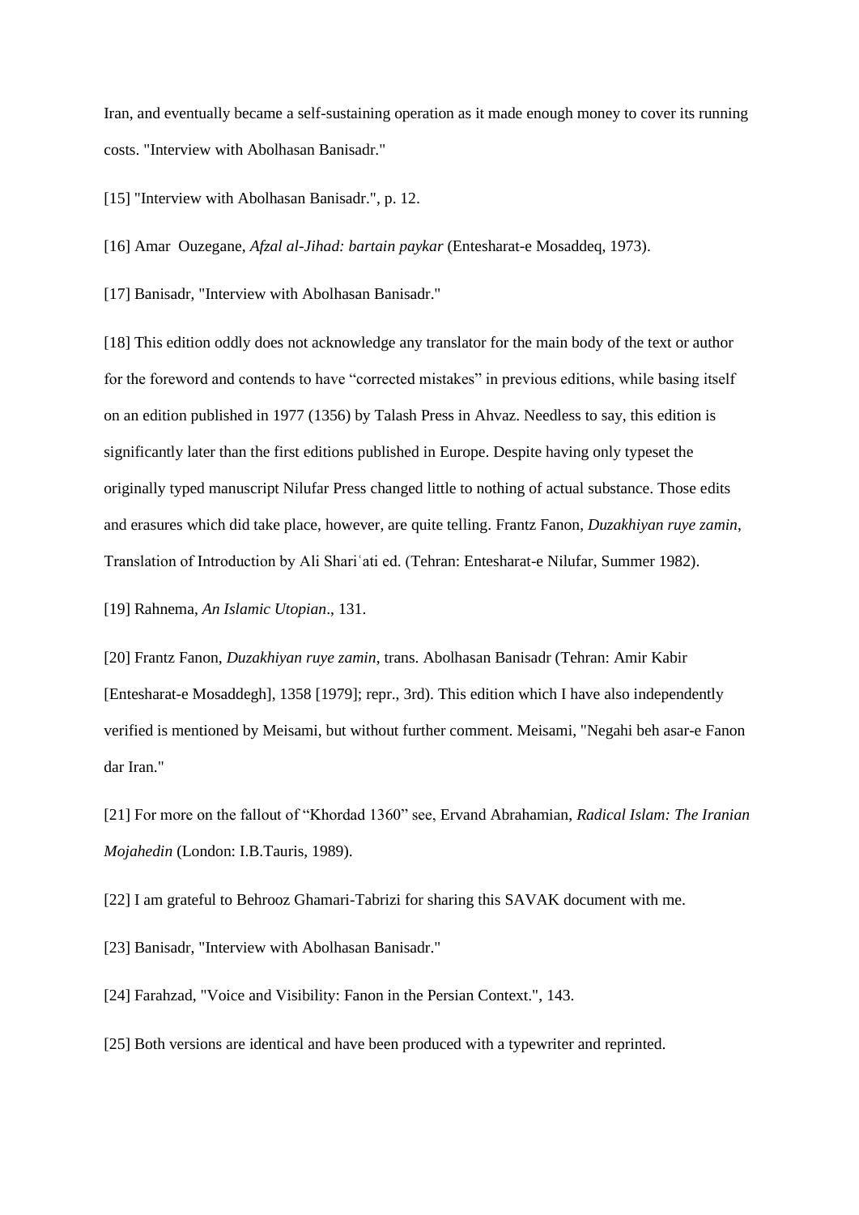Iran, and eventually became a self-sustaining operation as it made enough money to cover its running costs. "Interview with Abolhasan Banisadr."

[15] "Interview with Abolhasan Banisadr.", p. 12.

[16] Amar Ouzegane, *Afzal al-Jihad: bartain paykar* (Entesharat-e Mosaddeq, 1973).

[17] Banisadr, "Interview with Abolhasan Banisadr."

[18] This edition oddly does not acknowledge any translator for the main body of the text or author for the foreword and contends to have "corrected mistakes" in previous editions, while basing itself on an edition published in 1977 (1356) by Talash Press in Ahvaz. Needless to say, this edition is significantly later than the first editions published in Europe. Despite having only typeset the originally typed manuscript Nilufar Press changed little to nothing of actual substance. Those edits and erasures which did take place, however, are quite telling. Frantz Fanon, *Duzakhiyan ruye zamin*, Translation of Introduction by Ali Shariʿati ed. (Tehran: Entesharat-e Nilufar, Summer 1982).

[19] Rahnema, *An Islamic Utopian*., 131.

[20] Frantz Fanon, *Duzakhiyan ruye zamin*, trans. Abolhasan Banisadr (Tehran: Amir Kabir [Entesharat-e Mosaddegh], 1358 [1979]; repr., 3rd). This edition which I have also independently verified is mentioned by Meisami, but without further comment. Meisami, "Negahi beh asar-e Fanon dar Iran."

[21] For more on the fallout of "Khordad 1360" see, Ervand Abrahamian, *Radical Islam: The Iranian Mojahedin* (London: I.B.Tauris, 1989).

[22] I am grateful to Behrooz Ghamari-Tabrizi for sharing this SAVAK document with me.

[23] Banisadr, "Interview with Abolhasan Banisadr."

[24] Farahzad, "Voice and Visibility: Fanon in the Persian Context.", 143.

[25] Both versions are identical and have been produced with a typewriter and reprinted.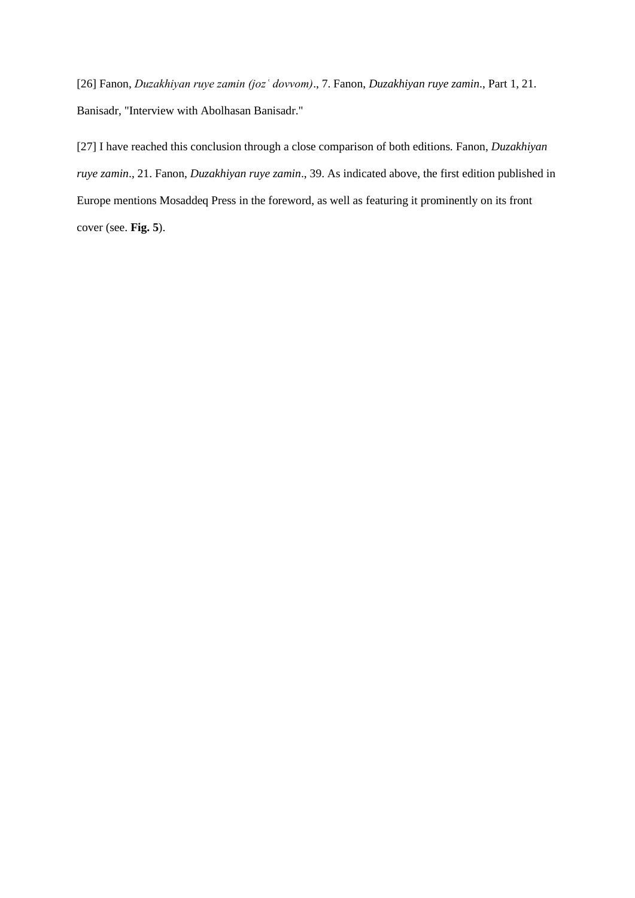[26] Fanon, *Duzakhiyan ruye zamin (jozʿ dovvom)*., 7. Fanon, *Duzakhiyan ruye zamin*., Part 1, 21. Banisadr, "Interview with Abolhasan Banisadr."

[27] I have reached this conclusion through a close comparison of both editions. Fanon, *Duzakhiyan ruye zamin*., 21. Fanon, *Duzakhiyan ruye zamin*., 39. As indicated above, the first edition published in Europe mentions Mosaddeq Press in the foreword, as well as featuring it prominently on its front cover (see. **Fig. 5**).